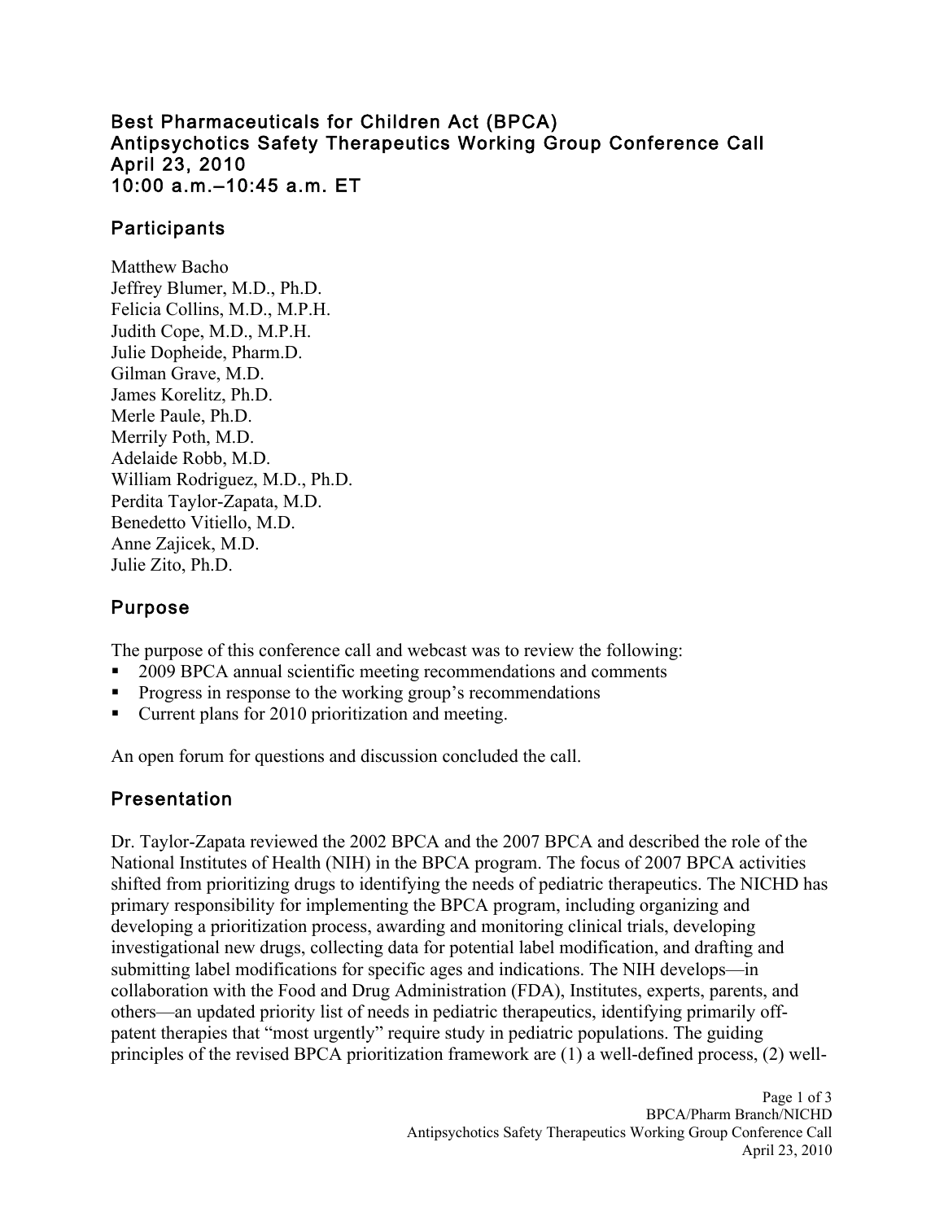# Best Pharmaceuticals for Children Act (BPCA)
# Antipsychotics Safety Therapeutics Working Group Conference Call
# April 23, 2010
# 10:00 a.m.–10:45 a.m. ET

## Participants

Matthew Bacho
Jeffrey Blumer, M.D., Ph.D.
Felicia Collins, M.D., M.P.H.
Judith Cope, M.D., M.P.H.
Julie Dopheide, Pharm.D.
Gilman Grave, M.D.
James Korelitz, Ph.D.
Merle Paule, Ph.D.
Merrily Poth, M.D.
Adelaide Robb, M.D.
William Rodriguez, M.D., Ph.D.
Perdita Taylor-Zapata, M.D.
Benedetto Vitiello, M.D.
Anne Zajicek, M.D.
Julie Zito, Ph.D.

## Purpose

The purpose of this conference call and webcast was to review the following:

- 2009 BPCA annual scientific meeting recommendations and comments
- Progress in response to the working group's recommendations
- Current plans for 2010 prioritization and meeting.

An open forum for questions and discussion concluded the call.

## Presentation

Dr. Taylor-Zapata reviewed the 2002 BPCA and the 2007 BPCA and described the role of the National Institutes of Health (NIH) in the BPCA program. The focus of 2007 BPCA activities shifted from prioritizing drugs to identifying the needs of pediatric therapeutics. The NICHD has primary responsibility for implementing the BPCA program, including organizing and developing a prioritization process, awarding and monitoring clinical trials, developing investigational new drugs, collecting data for potential label modification, and drafting and submitting label modifications for specific ages and indications. The NIH develops—in collaboration with the Food and Drug Administration (FDA), Institutes, experts, parents, and others—an updated priority list of needs in pediatric therapeutics, identifying primarily off-patent therapies that "most urgently" require study in pediatric populations. The guiding principles of the revised BPCA prioritization framework are (1) a well-defined process, (2) well-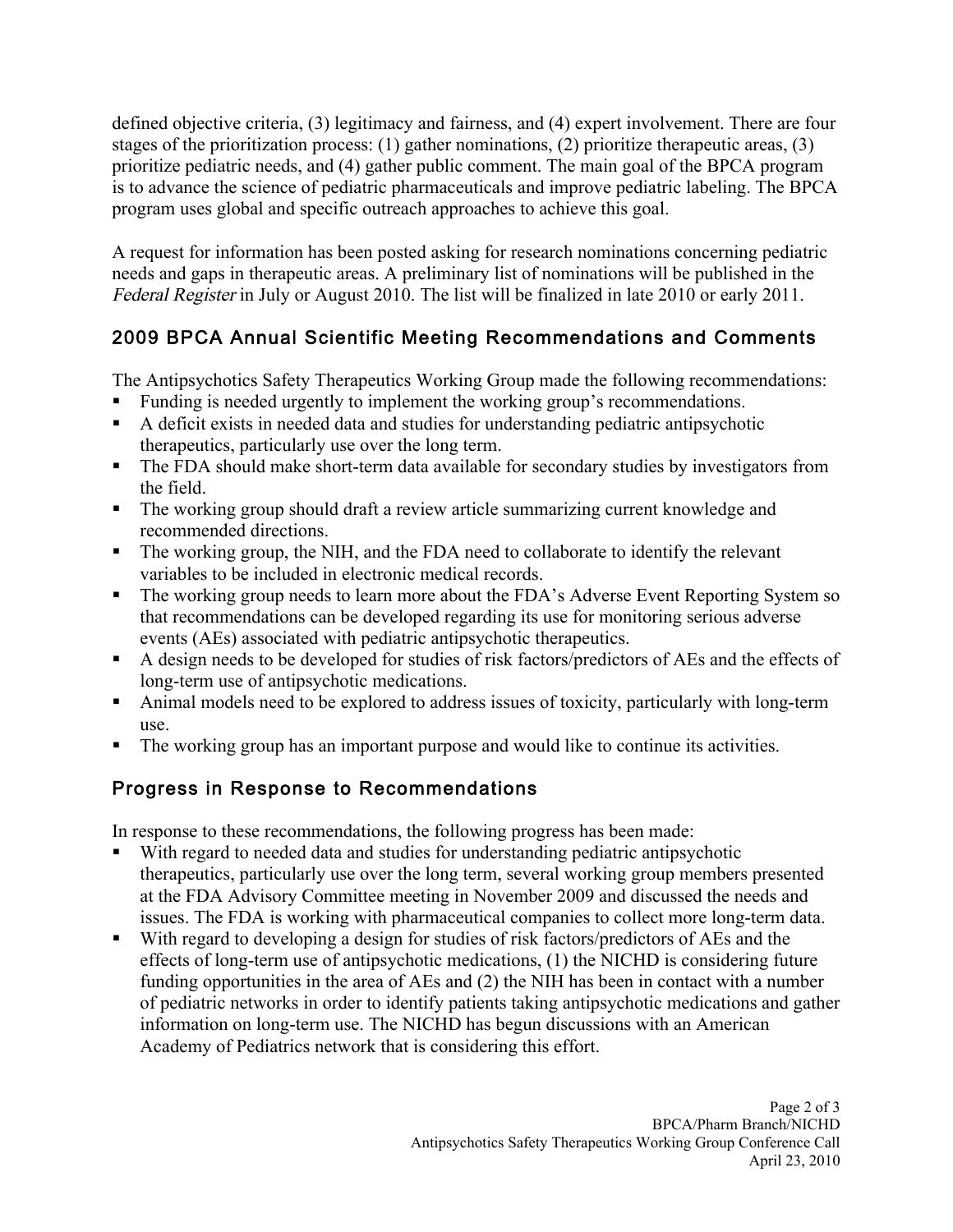defined objective criteria, (3) legitimacy and fairness, and (4) expert involvement. There are four stages of the prioritization process: (1) gather nominations, (2) prioritize therapeutic areas, (3) prioritize pediatric needs, and (4) gather public comment. The main goal of the BPCA program is to advance the science of pediatric pharmaceuticals and improve pediatric labeling. The BPCA program uses global and specific outreach approaches to achieve this goal.

A request for information has been posted asking for research nominations concerning pediatric needs and gaps in therapeutic areas. A preliminary list of nominations will be published in the *Federal Register* in July or August 2010. The list will be finalized in late 2010 or early 2011.

## 2009 BPCA Annual Scientific Meeting Recommendations and Comments

The Antipsychotics Safety Therapeutics Working Group made the following recommendations:

- Funding is needed urgently to implement the working group's recommendations.
- A deficit exists in needed data and studies for understanding pediatric antipsychotic therapeutics, particularly use over the long term.
- The FDA should make short-term data available for secondary studies by investigators from the field.
- The working group should draft a review article summarizing current knowledge and recommended directions.
- The working group, the NIH, and the FDA need to collaborate to identify the relevant variables to be included in electronic medical records.
- The working group needs to learn more about the FDA's Adverse Event Reporting System so that recommendations can be developed regarding its use for monitoring serious adverse events (AEs) associated with pediatric antipsychotic therapeutics.
- A design needs to be developed for studies of risk factors/predictors of AEs and the effects of long-term use of antipsychotic medications.
- Animal models need to be explored to address issues of toxicity, particularly with long-term use.
- The working group has an important purpose and would like to continue its activities.

## Progress in Response to Recommendations

In response to these recommendations, the following progress has been made:

- With regard to needed data and studies for understanding pediatric antipsychotic therapeutics, particularly use over the long term, several working group members presented at the FDA Advisory Committee meeting in November 2009 and discussed the needs and issues. The FDA is working with pharmaceutical companies to collect more long-term data.
- With regard to developing a design for studies of risk factors/predictors of AEs and the effects of long-term use of antipsychotic medications, (1) the NICHD is considering future funding opportunities in the area of AEs and (2) the NIH has been in contact with a number of pediatric networks in order to identify patients taking antipsychotic medications and gather information on long-term use. The NICHD has begun discussions with an American Academy of Pediatrics network that is considering this effort.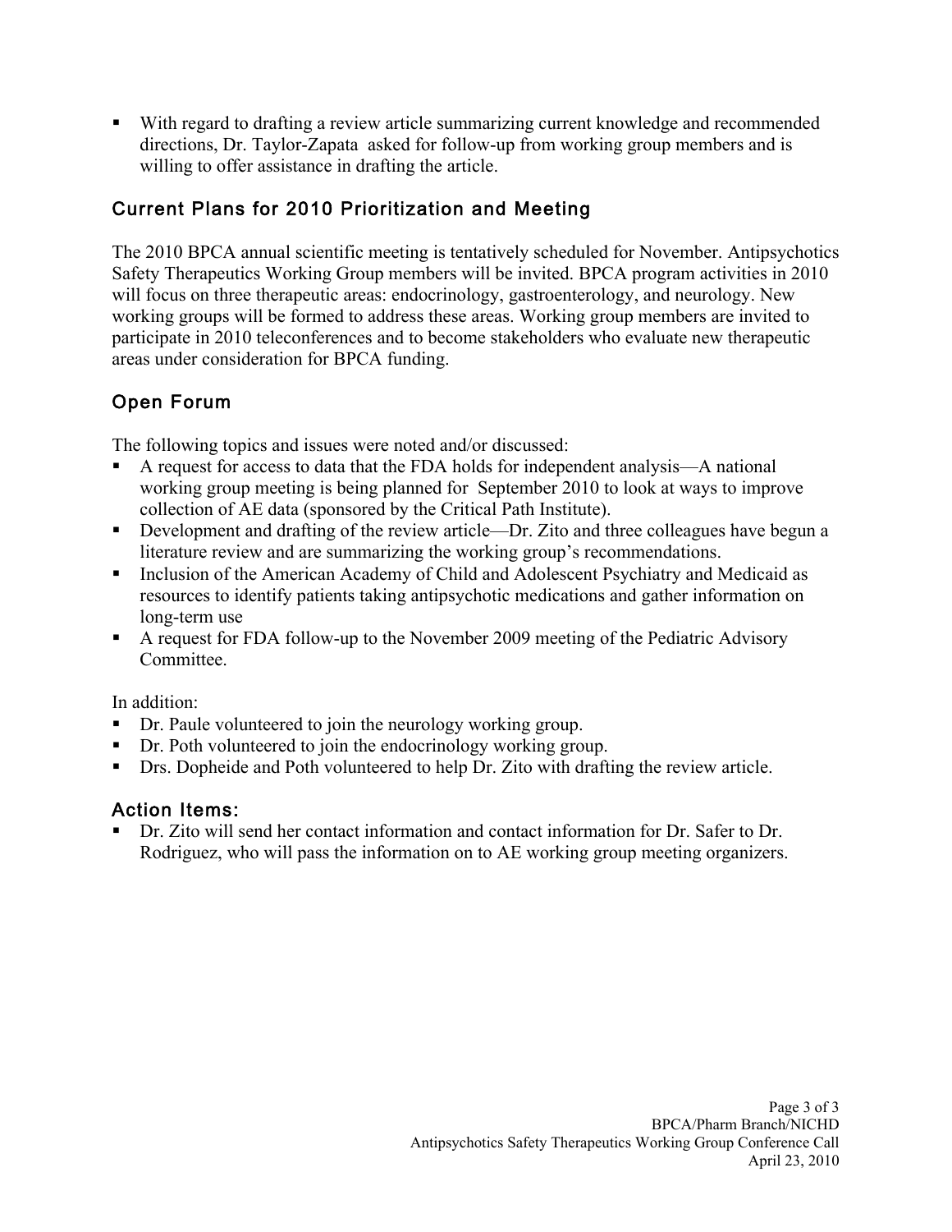- With regard to drafting a review article summarizing current knowledge and recommended directions, Dr. Taylor-Zapata asked for follow-up from working group members and is willing to offer assistance in drafting the article.

## Current Plans for 2010 Prioritization and Meeting

The 2010 BPCA annual scientific meeting is tentatively scheduled for November. Antipsychotics Safety Therapeutics Working Group members will be invited. BPCA program activities in 2010 will focus on three therapeutic areas: endocrinology, gastroenterology, and neurology. New working groups will be formed to address these areas. Working group members are invited to participate in 2010 teleconferences and to become stakeholders who evaluate new therapeutic areas under consideration for BPCA funding.

## Open Forum

The following topics and issues were noted and/or discussed:

- A request for access to data that the FDA holds for independent analysis—A national working group meeting is being planned for September 2010 to look at ways to improve collection of AE data (sponsored by the Critical Path Institute).
- Development and drafting of the review article—Dr. Zito and three colleagues have begun a literature review and are summarizing the working group's recommendations.
- Inclusion of the American Academy of Child and Adolescent Psychiatry and Medicaid as resources to identify patients taking antipsychotic medications and gather information on long-term use
- A request for FDA follow-up to the November 2009 meeting of the Pediatric Advisory Committee.

In addition:

- Dr. Paule volunteered to join the neurology working group.
- Dr. Poth volunteered to join the endocrinology working group.
- Drs. Dopheide and Poth volunteered to help Dr. Zito with drafting the review article.

## Action Items:

- Dr. Zito will send her contact information and contact information for Dr. Safer to Dr. Rodriguez, who will pass the information on to AE working group meeting organizers.